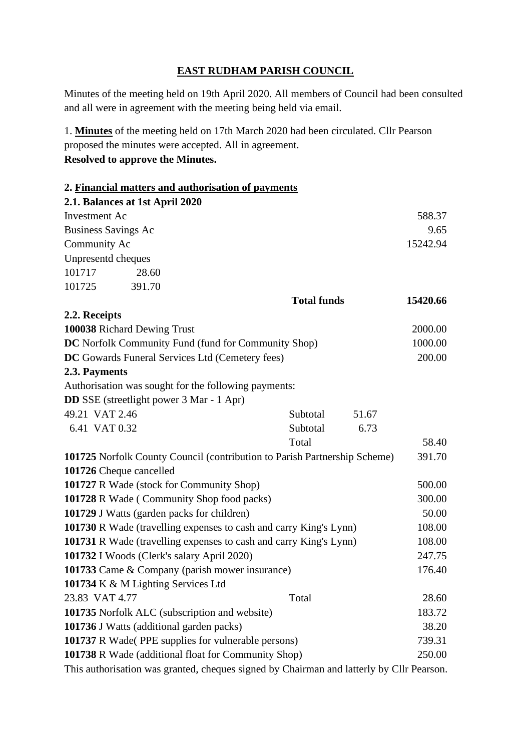# EAST RUDHAM PARISH COUNCIL

Minutes of the meeting held on 19th April 2020. All members of Council had been consulted and all were in agreement with the meeting being held via email.

1. **Minutes** of the meeting held on 17th March 2020 had been circulated. Cllr Pearson proposed the minutes were accepted. All in agreement.
**Resolved to approve the Minutes.**

**2. Financial matters and authorisation of payments**

**2.1. Balances at 1st April 2020**

| | | | |
|---|---|---|---|
| Investment Ac | | | 588.37 |
| Business Savings Ac | | | 9.65 |
| Community Ac | | | 15242.94 |
| Unpresentd cheques | | | |
| 101717 28.60 | | | |
| 101725 391.70 | | | |
| | **Total funds** | | **15420.66** |

**2.2. Receipts**

| | |
|---|---|
| **100038** Richard Dewing Trust | 2000.00 |
| **DC** Norfolk Community Fund (fund for Community Shop) | 1000.00 |
| **DC** Gowards Funeral Services Ltd (Cemetery fees) | 200.00 |

**2.3. Payments**

Authorisation was sought for the following payments:

| | | | |
|---|---|---|---|
| **DD** SSE (streetlight power 3 Mar - 1 Apr) | | | |
| 49.21 VAT 2.46 | Subtotal | 51.67 | |
| 6.41 VAT 0.32 | Subtotal | 6.73 | |
| | Total | | 58.40 |
| **101725** Norfolk County Council (contribution to Parish Partnership Scheme) | | | 391.70 |
| **101726** Cheque cancelled | | | |
| **101727** R Wade (stock for Community Shop) | | | 500.00 |
| **101728** R Wade ( Community Shop food packs) | | | 300.00 |
| **101729** J Watts (garden packs for children) | | | 50.00 |
| **101730** R Wade (travelling expenses to cash and carry King's Lynn) | | | 108.00 |
| **101731** R Wade (travelling expenses to cash and carry King's Lynn) | | | 108.00 |
| **101732** I Woods (Clerk's salary April 2020) | | | 247.75 |
| **101733** Came & Company (parish mower insurance) | | | 176.40 |
| **101734** K & M Lighting Services Ltd | | | |
| 23.83 VAT 4.77 | Total | | 28.60 |
| **101735** Norfolk ALC (subscription and website) | | | 183.72 |
| **101736** J Watts (additional garden packs) | | | 38.20 |
| **101737** R Wade( PPE supplies for vulnerable persons) | | | 739.31 |
| **101738** R Wade (additional float for Community Shop) | | | 250.00 |

This authorisation was granted, cheques signed by Chairman and latterly by Cllr Pearson.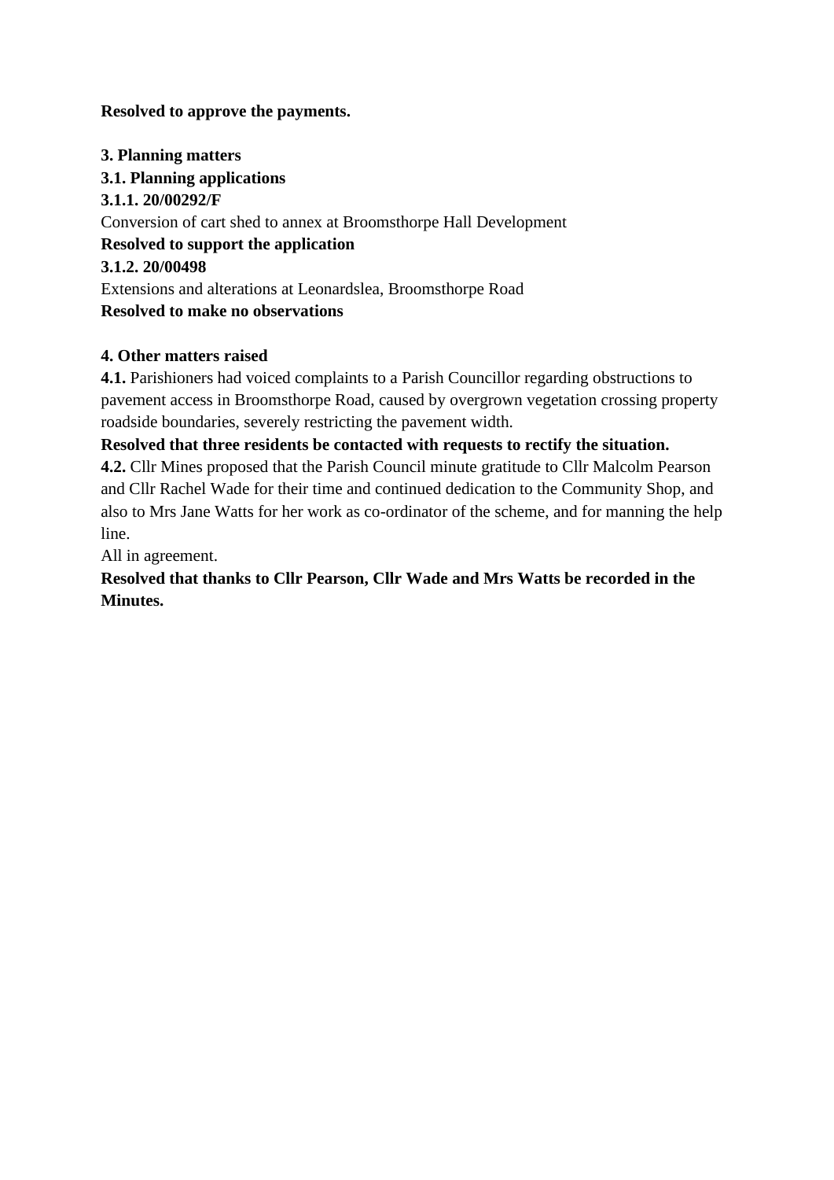**Resolved to approve the payments.**

**3. Planning matters**

**3.1. Planning applications**

**3.1.1. 20/00292/F**

Conversion of cart shed to annex at Broomsthorpe Hall Development

**Resolved to support the application**

**3.1.2. 20/00498**

Extensions and alterations at Leonardslea, Broomsthorpe Road

**Resolved to make no observations**

**4. Other matters raised**

**4.1.** Parishioners had voiced complaints to a Parish Councillor regarding obstructions to pavement access in Broomsthorpe Road, caused by overgrown vegetation crossing property roadside boundaries, severely restricting the pavement width.

**Resolved that three residents be contacted with requests to rectify the situation.**

**4.2.** Cllr Mines proposed that the Parish Council minute gratitude to Cllr Malcolm Pearson and Cllr Rachel Wade for their time and continued dedication to the Community Shop, and also to Mrs Jane Watts for her work as co-ordinator of the scheme, and for manning the help line.

All in agreement.

**Resolved that thanks to Cllr Pearson, Cllr Wade and Mrs Watts be recorded in the Minutes.**